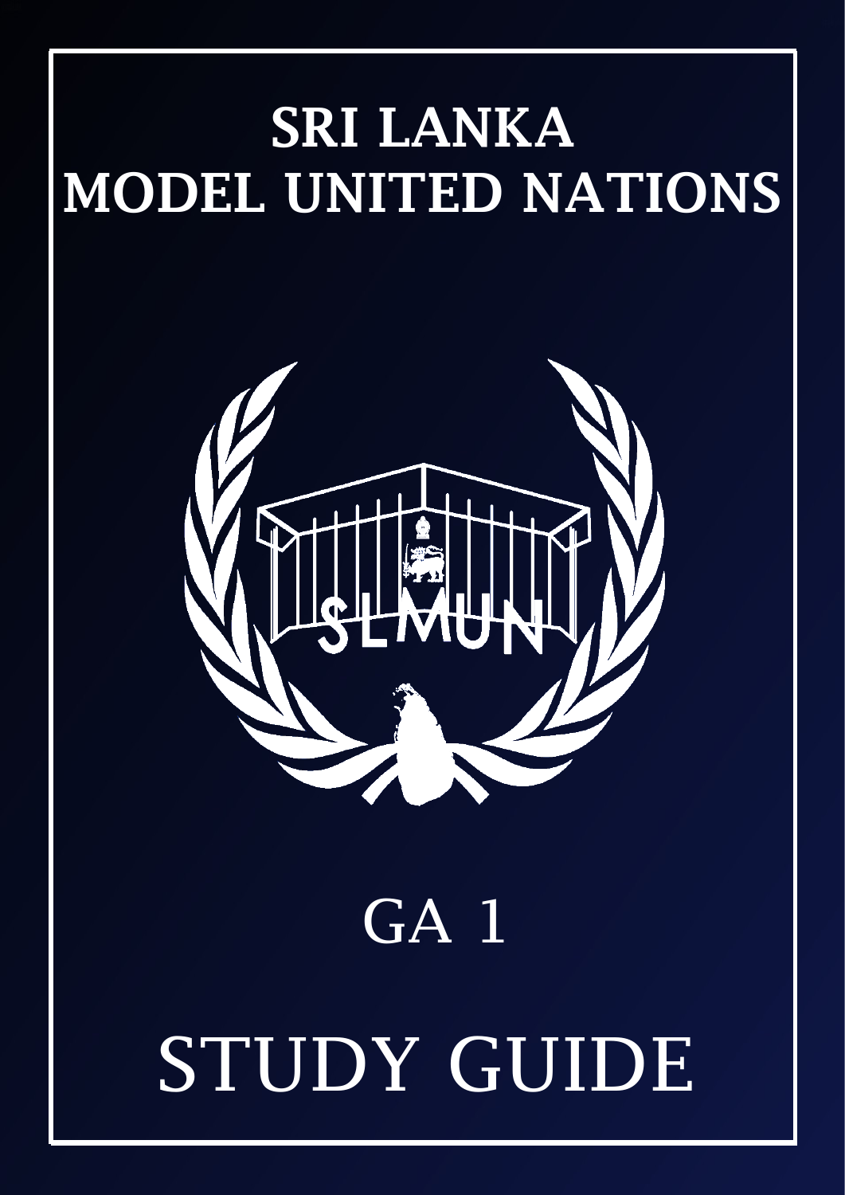# SRI LANKA MODEL UNITED NATIONS

SLMUN

# GA 1

# STUDY GUIDE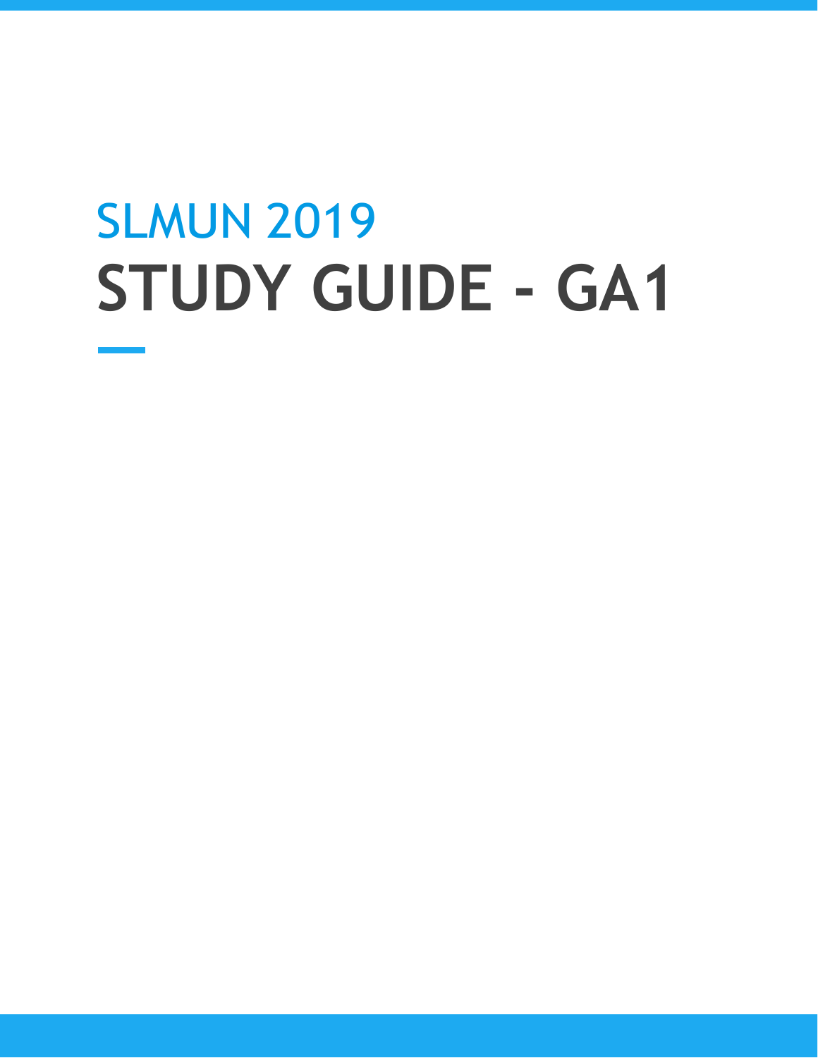SLMUN 2019

# STUDY GUIDE - GA1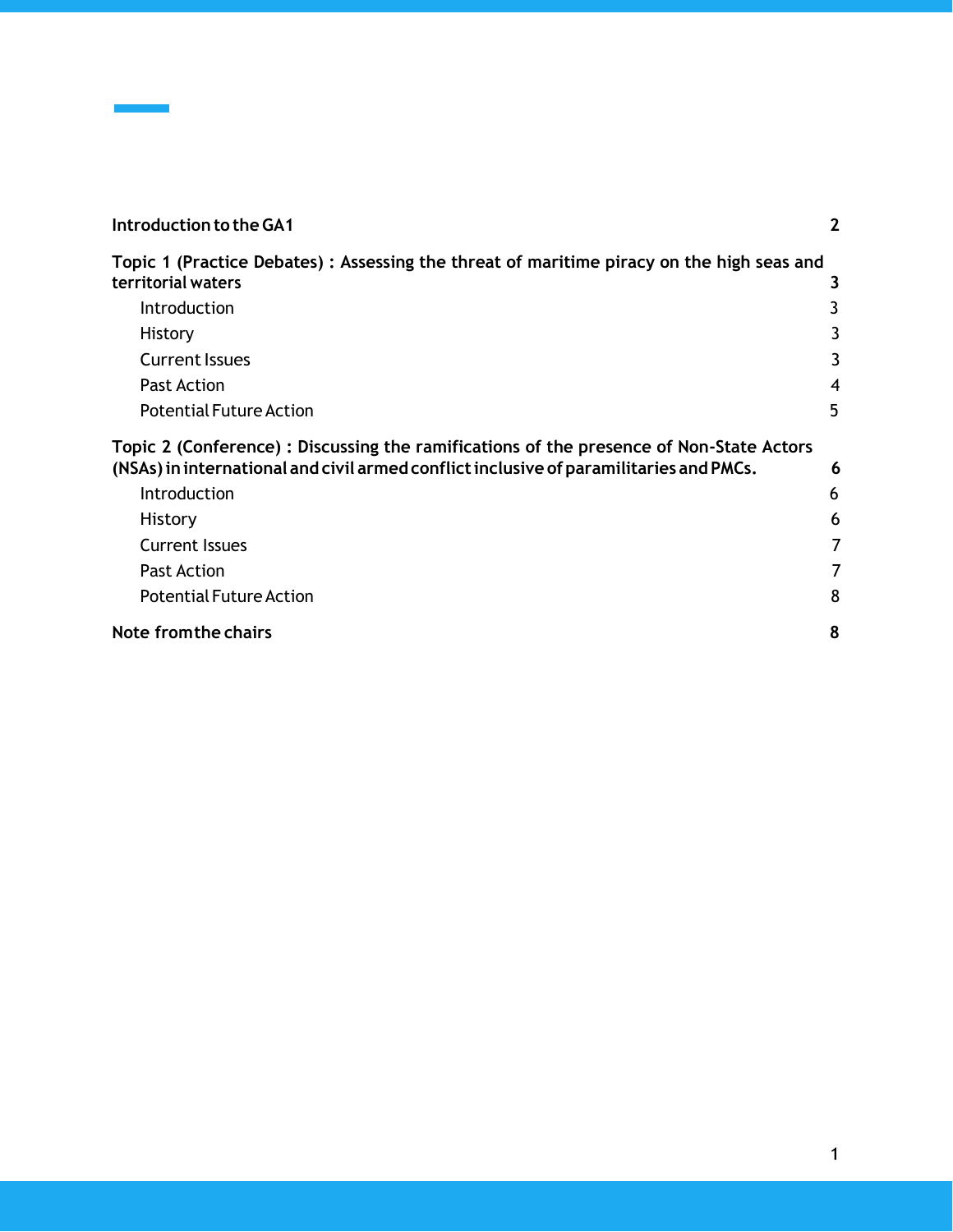| | |
|---|---|
| **Introduction to the GA1** | **2** |
| **Topic 1 (Practice Debates) : Assessing the threat of maritime piracy on the high seas and territorial waters** | **3** |
| Introduction | 3 |
| History | 3 |
| Current Issues | 3 |
| Past Action | 4 |
| Potential Future Action | 5 |
| **Topic 2 (Conference) : Discussing the ramifications of the presence of Non-State Actors (NSAs) in international and civil armed conflict inclusive of paramilitaries and PMCs.** | **6** |
| Introduction | 6 |
| History | 6 |
| Current Issues | 7 |
| Past Action | 7 |
| Potential Future Action | 8 |
| **Note from the chairs** | **8** |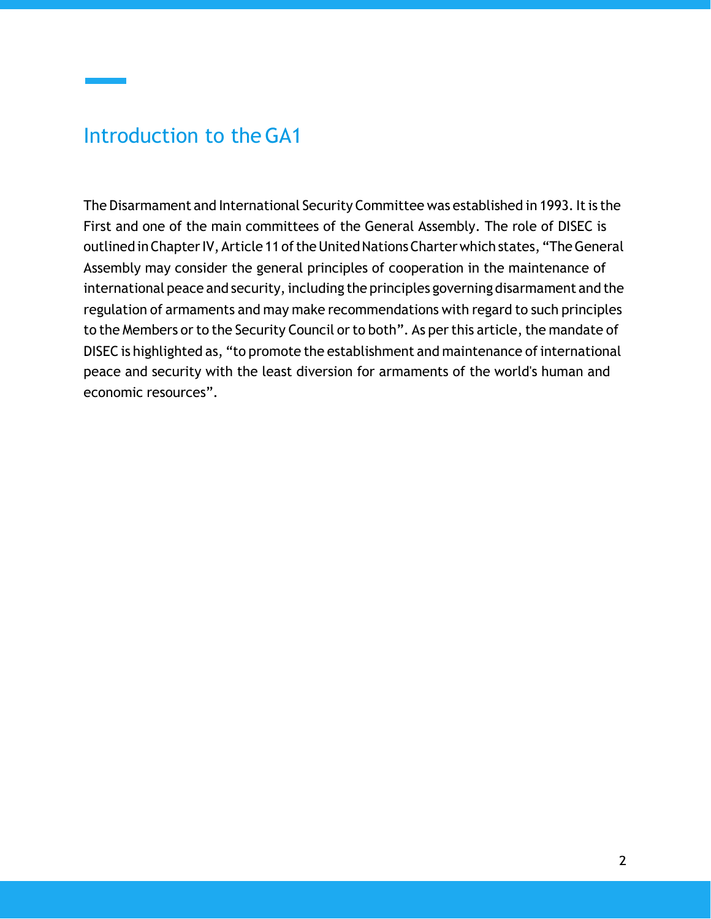## Introduction to the GA1

The Disarmament and International Security Committee was established in 1993. It is the First and one of the main committees of the General Assembly. The role of DISEC is outlined in Chapter IV, Article 11 of the United Nations Charter which states, “The General Assembly may consider the general principles of cooperation in the maintenance of international peace and security, including the principles governing disarmament and the regulation of armaments and may make recommendations with regard to such principles to the Members or to the Security Council or to both”. As per this article, the mandate of DISEC is highlighted as, “to promote the establishment and maintenance of international peace and security with the least diversion for armaments of the world's human and economic resources”.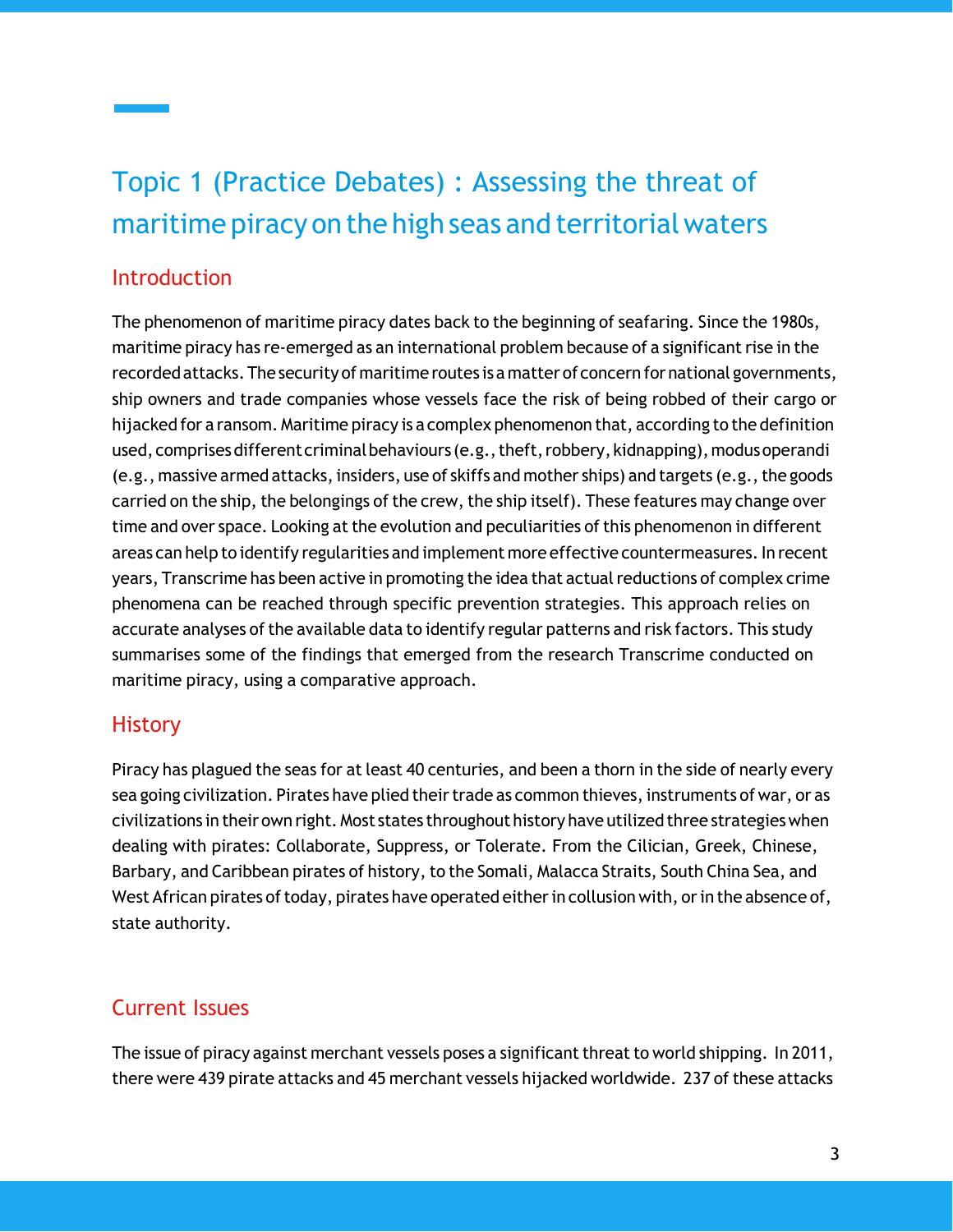# Topic 1 (Practice Debates) : Assessing the threat of maritime piracy on the high seas and territorial waters

## Introduction

The phenomenon of maritime piracy dates back to the beginning of seafaring. Since the 1980s, maritime piracy has re-emerged as an international problem because of a significant rise in the recorded attacks. The security of maritime routes is a matter of concern for national governments, ship owners and trade companies whose vessels face the risk of being robbed of their cargo or hijacked for a ransom. Maritime piracy is a complex phenomenon that, according to the definition used, comprises different criminal behaviours (e.g., theft, robbery, kidnapping), modus operandi (e.g., massive armed attacks, insiders, use of skiffs and mother ships) and targets (e.g., the goods carried on the ship, the belongings of the crew, the ship itself). These features may change over time and over space. Looking at the evolution and peculiarities of this phenomenon in different areas can help to identify regularities and implement more effective countermeasures. In recent years, Transcrime has been active in promoting the idea that actual reductions of complex crime phenomena can be reached through specific prevention strategies. This approach relies on accurate analyses of the available data to identify regular patterns and risk factors. This study summarises some of the findings that emerged from the research Transcrime conducted on maritime piracy, using a comparative approach.

## History

Piracy has plagued the seas for at least 40 centuries, and been a thorn in the side of nearly every sea going civilization. Pirates have plied their trade as common thieves, instruments of war, or as civilizations in their own right. Most states throughout history have utilized three strategies when dealing with pirates: Collaborate, Suppress, or Tolerate. From the Cilician, Greek, Chinese, Barbary, and Caribbean pirates of history, to the Somali, Malacca Straits, South China Sea, and West African pirates of today, pirates have operated either in collusion with, or in the absence of, state authority.

## Current Issues

The issue of piracy against merchant vessels poses a significant threat to world shipping. In 2011, there were 439 pirate attacks and 45 merchant vessels hijacked worldwide. 237 of these attacks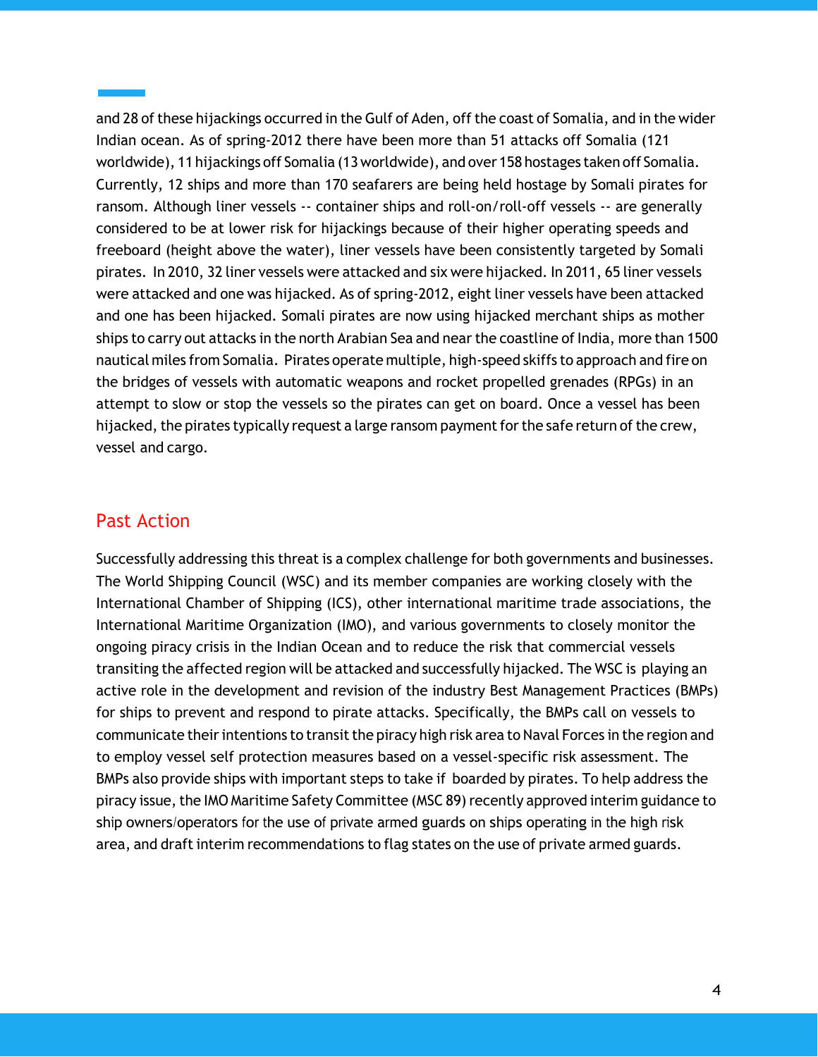and 28 of these hijackings occurred in the Gulf of Aden, off the coast of Somalia, and in the wider Indian ocean. As of spring-2012 there have been more than 51 attacks off Somalia (121 worldwide), 11 hijackings off Somalia (13 worldwide), and over 158 hostages taken off Somalia. Currently, 12 ships and more than 170 seafarers are being held hostage by Somali pirates for ransom. Although liner vessels -- container ships and roll-on/roll-off vessels -- are generally considered to be at lower risk for hijackings because of their higher operating speeds and freeboard (height above the water), liner vessels have been consistently targeted by Somali pirates. In 2010, 32 liner vessels were attacked and six were hijacked. In 2011, 65 liner vessels were attacked and one was hijacked. As of spring-2012, eight liner vessels have been attacked and one has been hijacked. Somali pirates are now using hijacked merchant ships as mother ships to carry out attacks in the north Arabian Sea and near the coastline of India, more than 1500 nautical miles from Somalia. Pirates operate multiple, high-speed skiffs to approach and fire on the bridges of vessels with automatic weapons and rocket propelled grenades (RPGs) in an attempt to slow or stop the vessels so the pirates can get on board. Once a vessel has been hijacked, the pirates typically request a large ransom payment for the safe return of the crew, vessel and cargo.

## Past Action

Successfully addressing this threat is a complex challenge for both governments and businesses. The World Shipping Council (WSC) and its member companies are working closely with the International Chamber of Shipping (ICS), other international maritime trade associations, the International Maritime Organization (IMO), and various governments to closely monitor the ongoing piracy crisis in the Indian Ocean and to reduce the risk that commercial vessels transiting the affected region will be attacked and successfully hijacked. The WSC is playing an active role in the development and revision of the industry Best Management Practices (BMPs) for ships to prevent and respond to pirate attacks. Specifically, the BMPs call on vessels to communicate their intentions to transit the piracy high risk area to Naval Forces in the region and to employ vessel self protection measures based on a vessel-specific risk assessment. The BMPs also provide ships with important steps to take if boarded by pirates. To help address the piracy issue, the IMO Maritime Safety Committee (MSC 89) recently approved interim guidance to ship owners/operators for the use of private armed guards on ships operating in the high risk area, and draft interim recommendations to flag states on the use of private armed guards.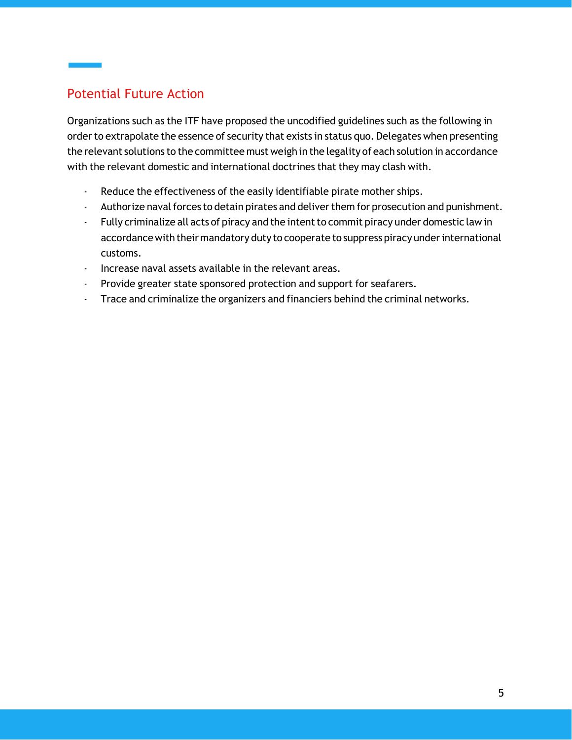## Potential Future Action

Organizations such as the ITF have proposed the uncodified guidelines such as the following in order to extrapolate the essence of security that exists in status quo. Delegates when presenting the relevant solutions to the committee must weigh in the legality of each solution in accordance with the relevant domestic and international doctrines that they may clash with.

- Reduce the effectiveness of the easily identifiable pirate mother ships.
- Authorize naval forces to detain pirates and deliver them for prosecution and punishment.
- Fully criminalize all acts of piracy and the intent to commit piracy under domestic law in accordance with their mandatory duty to cooperate to suppress piracy under international customs.
- Increase naval assets available in the relevant areas.
- Provide greater state sponsored protection and support for seafarers.
- Trace and criminalize the organizers and financiers behind the criminal networks.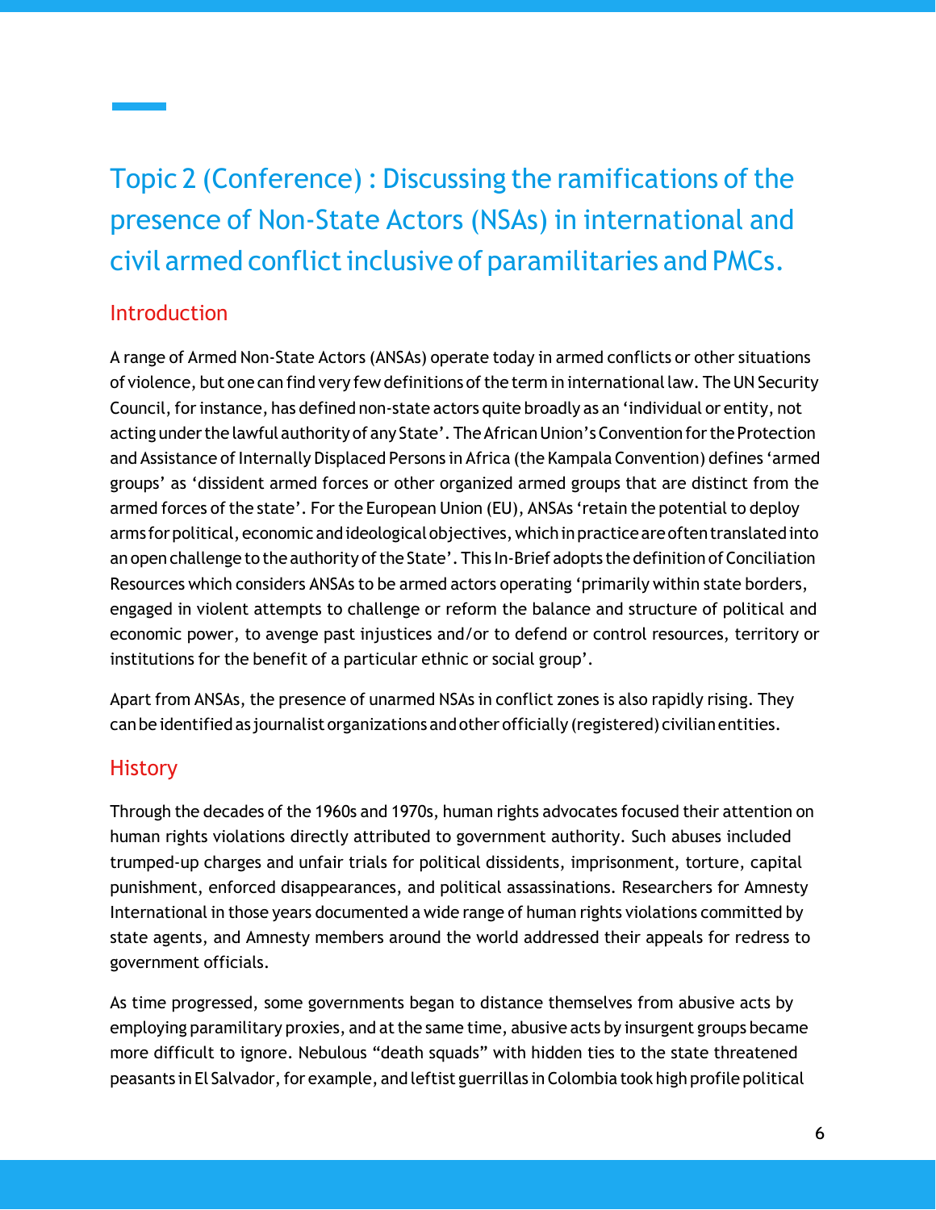# Topic 2 (Conference) : Discussing the ramifications of the presence of Non-State Actors (NSAs) in international and civil armed conflict inclusive of paramilitaries and PMCs.

## Introduction

A range of Armed Non-State Actors (ANSAs) operate today in armed conflicts or other situations of violence, but one can find very few definitions of the term in international law. The UN Security Council, for instance, has defined non-state actors quite broadly as an 'individual or entity, not acting under the lawful authority of any State'. The African Union's Convention for the Protection and Assistance of Internally Displaced Persons in Africa (the Kampala Convention) defines 'armed groups' as 'dissident armed forces or other organized armed groups that are distinct from the armed forces of the state'. For the European Union (EU), ANSAs 'retain the potential to deploy arms for political, economic and ideological objectives, which in practice are often translated into an open challenge to the authority of the State'. This In-Brief adopts the definition of Conciliation Resources which considers ANSAs to be armed actors operating 'primarily within state borders, engaged in violent attempts to challenge or reform the balance and structure of political and economic power, to avenge past injustices and/or to defend or control resources, territory or institutions for the benefit of a particular ethnic or social group'.

Apart from ANSAs, the presence of unarmed NSAs in conflict zones is also rapidly rising. They can be identified as journalist organizations and other officially (registered) civilian entities.

## History

Through the decades of the 1960s and 1970s, human rights advocates focused their attention on human rights violations directly attributed to government authority. Such abuses included trumped-up charges and unfair trials for political dissidents, imprisonment, torture, capital punishment, enforced disappearances, and political assassinations. Researchers for Amnesty International in those years documented a wide range of human rights violations committed by state agents, and Amnesty members around the world addressed their appeals for redress to government officials.

As time progressed, some governments began to distance themselves from abusive acts by employing paramilitary proxies, and at the same time, abusive acts by insurgent groups became more difficult to ignore. Nebulous "death squads" with hidden ties to the state threatened peasants in El Salvador, for example, and leftist guerrillas in Colombia took high profile political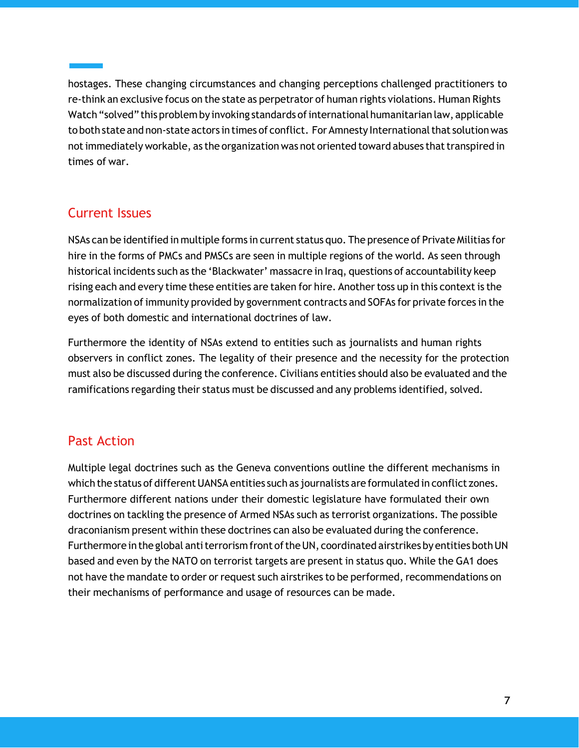hostages. These changing circumstances and changing perceptions challenged practitioners to re-think an exclusive focus on the state as perpetrator of human rights violations. Human Rights Watch "solved" this problem by invoking standards of international humanitarian law, applicable to both state and non-state actors in times of conflict. For Amnesty International that solution was not immediately workable, as the organization was not oriented toward abuses that transpired in times of war.

## Current Issues

NSAs can be identified in multiple forms in current status quo. The presence of Private Militias for hire in the forms of PMCs and PMSCs are seen in multiple regions of the world. As seen through historical incidents such as the 'Blackwater' massacre in Iraq, questions of accountability keep rising each and every time these entities are taken for hire. Another toss up in this context is the normalization of immunity provided by government contracts and SOFAs for private forces in the eyes of both domestic and international doctrines of law.

Furthermore the identity of NSAs extend to entities such as journalists and human rights observers in conflict zones. The legality of their presence and the necessity for the protection must also be discussed during the conference. Civilians entities should also be evaluated and the ramifications regarding their status must be discussed and any problems identified, solved.

## Past Action

Multiple legal doctrines such as the Geneva conventions outline the different mechanisms in which the status of different UANSA entities such as journalists are formulated in conflict zones. Furthermore different nations under their domestic legislature have formulated their own doctrines on tackling the presence of Armed NSAs such as terrorist organizations. The possible draconianism present within these doctrines can also be evaluated during the conference. Furthermore in the global anti terrorism front of the UN, coordinated airstrikes by entities both UN based and even by the NATO on terrorist targets are present in status quo. While the GA1 does not have the mandate to order or request such airstrikes to be performed, recommendations on their mechanisms of performance and usage of resources can be made.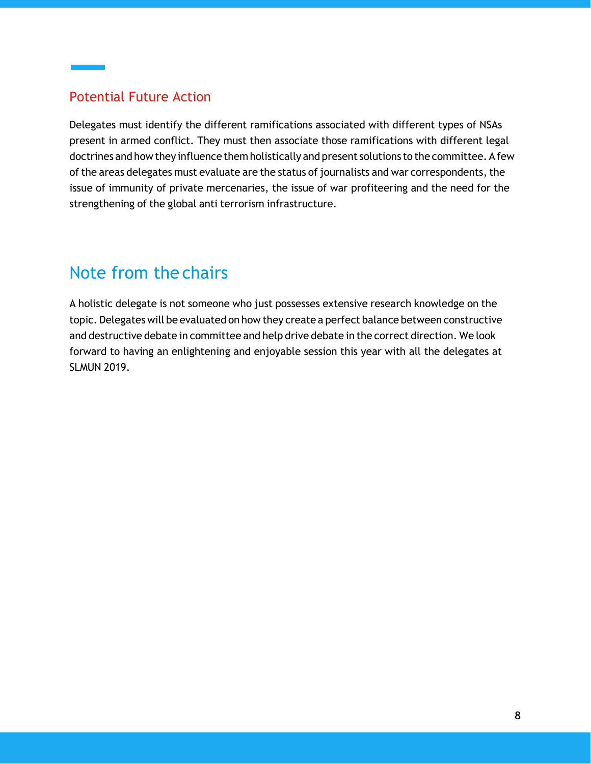## Potential Future Action

Delegates must identify the different ramifications associated with different types of NSAs present in armed conflict. They must then associate those ramifications with different legal doctrines and how they influence them holistically and present solutions to the committee. A few of the areas delegates must evaluate are the status of journalists and war correspondents, the issue of immunity of private mercenaries, the issue of war profiteering and the need for the strengthening of the global anti terrorism infrastructure.

# Note from the chairs

A holistic delegate is not someone who just possesses extensive research knowledge on the topic. Delegates will be evaluated on how they create a perfect balance between constructive and destructive debate in committee and help drive debate in the correct direction. We look forward to having an enlightening and enjoyable session this year with all the delegates at SLMUN 2019.